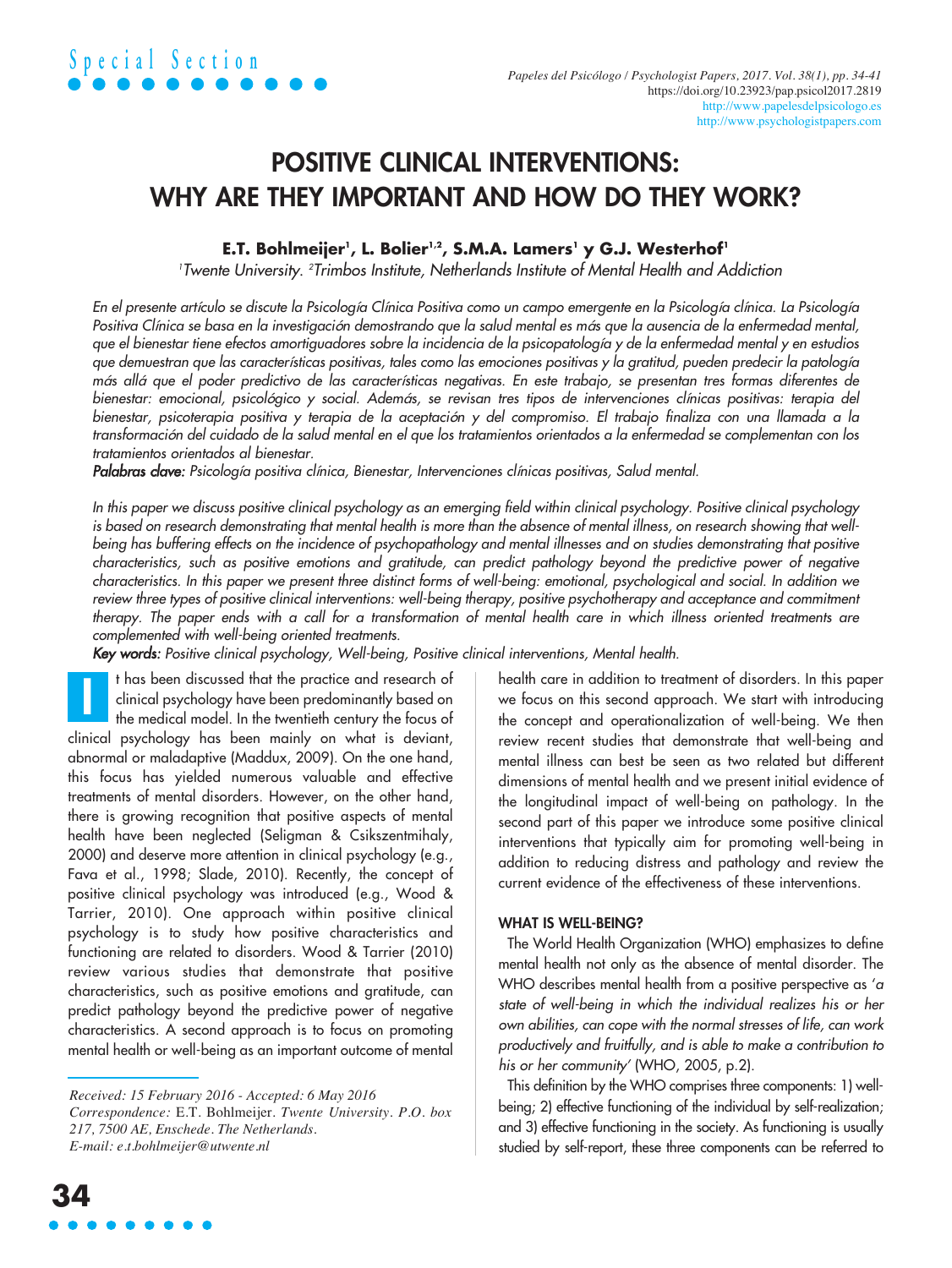Special Section

# POSITIVE CLINICAL INTERVENTIONS: WHY ARE THEY IMPORTANT AND HOW DO THEY WORK?

**E.T. Bohlmeijer[1], L. Bolier[1,2], S.M.A. Lamers[1] y G.J. Westerhof[1]**

*[1]Twente University. [2]Trimbos Institute, Netherlands Institute of Mental Health and Addiction*

*En el presente artículo se discute la Psicología Clínica Positiva como un campo emergente en la Psicología clínica. La Psicología Positiva Clínica se basa en la investigación demostrando que la salud mental es más que la ausencia de la enfermedad mental, que el bienestar tiene efectos amortiguadores sobre la incidencia de la psicopatología y de la enfermedad mental y en estudios que demuestran que las características positivas, tales como las emociones positivas y la gratitud, pueden predecir la patología más allá que el poder predictivo de las características negativas. En este trabajo, se presentan tres formas diferentes de bienestar: emocional, psicológico y social. Además, se revisan tres tipos de intervenciones clínicas positivas: terapia del bienestar, psicoterapia positiva y terapia de la aceptación y del compromiso. El trabajo finaliza con una llamada a la transformación del cuidado de la salud mental en el que los tratamientos orientados a la enfermedad se complementan con los tratamientos orientados al bienestar.*

***Palabras clave:*** *Psicología positiva clínica, Bienestar, Intervenciones clínicas positivas, Salud mental.*

*In this paper we discuss positive clinical psychology as an emerging field within clinical psychology. Positive clinical psychology is based on research demonstrating that mental health is more than the absence of mental illness, on research showing that well-being has buffering effects on the incidence of psychopathology and mental illnesses and on studies demonstrating that positive characteristics, such as positive emotions and gratitude, can predict pathology beyond the predictive power of negative characteristics. In this paper we present three distinct forms of well-being: emotional, psychological and social. In addition we review three types of positive clinical interventions: well-being therapy, positive psychotherapy and acceptance and commitment therapy. The paper ends with a call for a transformation of mental health care in which illness oriented treatments are complemented with well-being oriented treatments.*

***Key words:*** *Positive clinical psychology, Well-being, Positive clinical interventions, Mental health.*

It has been discussed that the practice and research of clinical psychology have been predominantly based on the medical model. In the twentieth century the focus of clinical psychology has been mainly on what is deviant, abnormal or maladaptive (Maddux, 2009). On the one hand, this focus has yielded numerous valuable and effective treatments of mental disorders. However, on the other hand, there is growing recognition that positive aspects of mental health have been neglected (Seligman & Csikszentmihaly, 2000) and deserve more attention in clinical psychology (e.g., Fava et al., 1998; Slade, 2010). Recently, the concept of positive clinical psychology was introduced (e.g., Wood & Tarrier, 2010). One approach within positive clinical psychology is to study how positive characteristics and functioning are related to disorders. Wood & Tarrier (2010) review various studies that demonstrate that positive characteristics, such as positive emotions and gratitude, can predict pathology beyond the predictive power of negative characteristics. A second approach is to focus on promoting mental health or well-being as an important outcome of mental health care in addition to treatment of disorders. In this paper we focus on this second approach. We start with introducing the concept and operationalization of well-being. We then review recent studies that demonstrate that well-being and mental illness can best be seen as two related but different dimensions of mental health and we present initial evidence of the longitudinal impact of well-being on pathology. In the second part of this paper we introduce some positive clinical interventions that typically aim for promoting well-being in addition to reducing distress and pathology and review the current evidence of the effectiveness of these interventions.

## WHAT IS WELL-BEING?

The World Health Organization (WHO) emphasizes to define mental health not only as the absence of mental disorder. The WHO describes mental health from a positive perspective as '*a state of well-being in which the individual realizes his or her own abilities, can cope with the normal stresses of life, can work productively and fruitfully, and is able to make a contribution to his or her community*' (WHO, 2005, p.2).

This definition by the WHO comprises three components: 1) well-being; 2) effective functioning of the individual by self-realization; and 3) effective functioning in the society. As functioning is usually studied by self-report, these three components can be referred to

*Received: 15 February 2016 - Accepted: 6 May 2016*
*Correspondence:* E.T. Bohlmeijer. *Twente University. P.O. box 217, 7500 AE, Enschede. The Netherlands.*
*E-mail: e.t.bohlmeijer@utwente.nl*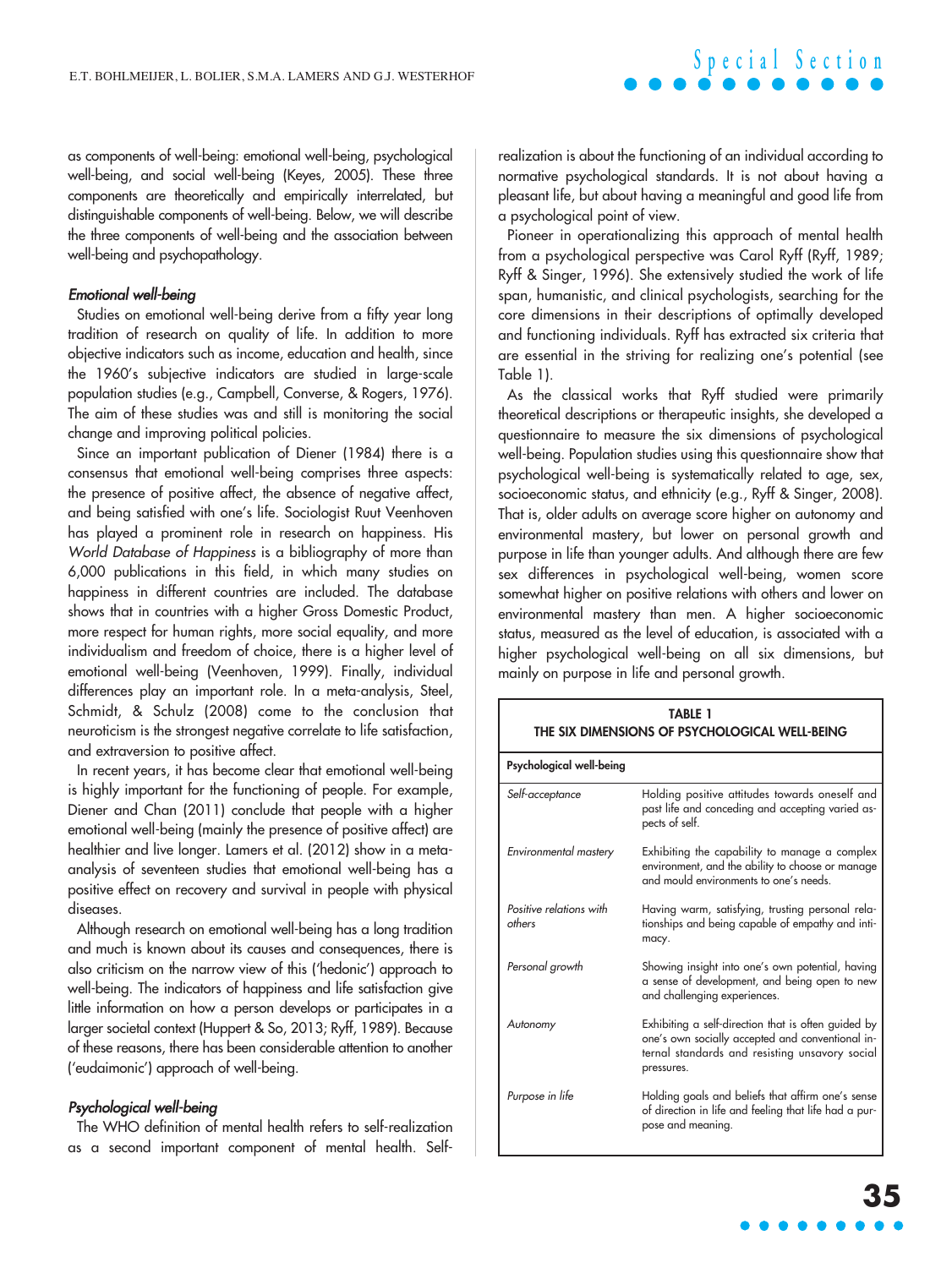as components of well-being: emotional well-being, psychological well-being, and social well-being (Keyes, 2005). These three components are theoretically and empirically interrelated, but distinguishable components of well-being. Below, we will describe the three components of well-being and the association between well-being and psychopathology.

#### *Emotional well-being*

Studies on emotional well-being derive from a fifty year long tradition of research on quality of life. In addition to more objective indicators such as income, education and health, since the 1960's subjective indicators are studied in large-scale population studies (e.g., Campbell, Converse, & Rogers, 1976). The aim of these studies was and still is monitoring the social change and improving political policies.

Since an important publication of Diener (1984) there is a consensus that emotional well-being comprises three aspects: the presence of positive affect, the absence of negative affect, and being satisfied with one's life. Sociologist Ruut Veenhoven has played a prominent role in research on happiness. His *World Database of Happiness* is a bibliography of more than 6,000 publications in this field, in which many studies on happiness in different countries are included. The database shows that in countries with a higher Gross Domestic Product, more respect for human rights, more social equality, and more individualism and freedom of choice, there is a higher level of emotional well-being (Veenhoven, 1999). Finally, individual differences play an important role. In a meta-analysis, Steel, Schmidt, & Schulz (2008) come to the conclusion that neuroticism is the strongest negative correlate to life satisfaction, and extraversion to positive affect.

In recent years, it has become clear that emotional well-being is highly important for the functioning of people. For example, Diener and Chan (2011) conclude that people with a higher emotional well-being (mainly the presence of positive affect) are healthier and live longer. Lamers et al. (2012) show in a meta-analysis of seventeen studies that emotional well-being has a positive effect on recovery and survival in people with physical diseases.

Although research on emotional well-being has a long tradition and much is known about its causes and consequences, there is also criticism on the narrow view of this ('hedonic') approach to well-being. The indicators of happiness and life satisfaction give little information on how a person develops or participates in a larger societal context (Huppert & So, 2013; Ryff, 1989). Because of these reasons, there has been considerable attention to another ('eudaimonic') approach of well-being.

#### *Psychological well-being*

The WHO definition of mental health refers to self-realization as a second important component of mental health. Self-realization is about the functioning of an individual according to normative psychological standards. It is not about having a pleasant life, but about having a meaningful and good life from a psychological point of view.

Pioneer in operationalizing this approach of mental health from a psychological perspective was Carol Ryff (Ryff, 1989; Ryff & Singer, 1996). She extensively studied the work of life span, humanistic, and clinical psychologists, searching for the core dimensions in their descriptions of optimally developed and functioning individuals. Ryff has extracted six criteria that are essential in the striving for realizing one's potential (see Table 1).

As the classical works that Ryff studied were primarily theoretical descriptions or therapeutic insights, she developed a questionnaire to measure the six dimensions of psychological well-being. Population studies using this questionnaire show that psychological well-being is systematically related to age, sex, socioeconomic status, and ethnicity (e.g., Ryff & Singer, 2008). That is, older adults on average score higher on autonomy and environmental mastery, but lower on personal growth and purpose in life than younger adults. And although there are few sex differences in psychological well-being, women score somewhat higher on positive relations with others and lower on environmental mastery than men. A higher socioeconomic status, measured as the level of education, is associated with a higher psychological well-being on all six dimensions, but mainly on purpose in life and personal growth.

**TABLE 1**
**THE SIX DIMENSIONS OF PSYCHOLOGICAL WELL-BEING**

| **Psychological well-being** | |
|---|---|
| *Self-acceptance* | Holding positive attitudes towards oneself and past life and conceding and accepting varied aspects of self. |
| *Environmental mastery* | Exhibiting the capability to manage a complex environment, and the ability to choose or manage and mould environments to one's needs. |
| *Positive relations with others* | Having warm, satisfying, trusting personal relationships and being capable of empathy and intimacy. |
| *Personal growth* | Showing insight into one's own potential, having a sense of development, and being open to new and challenging experiences. |
| *Autonomy* | Exhibiting a self-direction that is often guided by one's own socially accepted and conventional internal standards and resisting unsavory social pressures. |
| *Purpose in life* | Holding goals and beliefs that affirm one's sense of direction in life and feeling that life had a purpose and meaning. |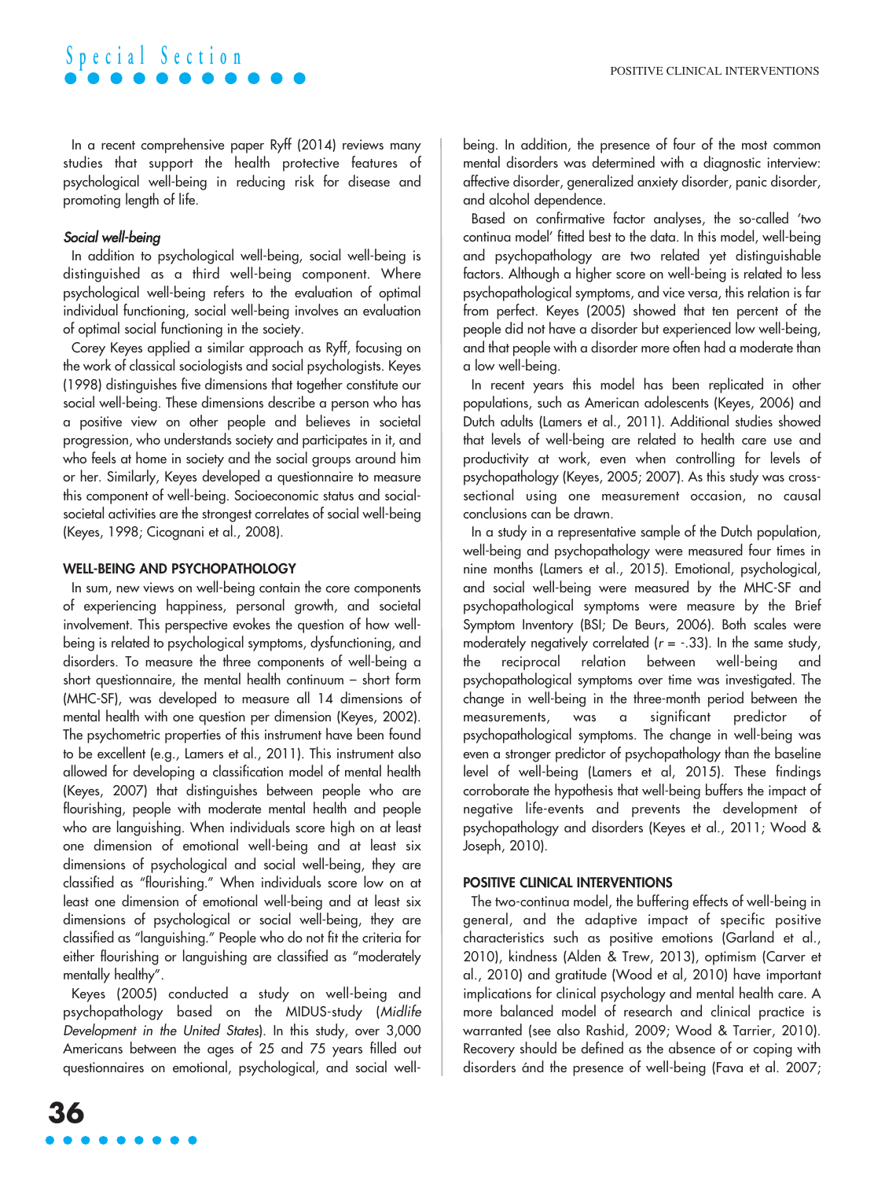In a recent comprehensive paper Ryff (2014) reviews many studies that support the health protective features of psychological well-being in reducing risk for disease and promoting length of life.

### *Social well-being*

In addition to psychological well-being, social well-being is distinguished as a third well-being component. Where psychological well-being refers to the evaluation of optimal individual functioning, social well-being involves an evaluation of optimal social functioning in the society.

Corey Keyes applied a similar approach as Ryff, focusing on the work of classical sociologists and social psychologists. Keyes (1998) distinguishes five dimensions that together constitute our social well-being. These dimensions describe a person who has a positive view on other people and believes in societal progression, who understands society and participates in it, and who feels at home in society and the social groups around him or her. Similarly, Keyes developed a questionnaire to measure this component of well-being. Socioeconomic status and social-societal activities are the strongest correlates of social well-being (Keyes, 1998; Cicognani et al., 2008).

## WELL-BEING AND PSYCHOPATHOLOGY

In sum, new views on well-being contain the core components of experiencing happiness, personal growth, and societal involvement. This perspective evokes the question of how well-being is related to psychological symptoms, dysfunctioning, and disorders. To measure the three components of well-being a short questionnaire, the mental health continuum – short form (MHC-SF), was developed to measure all 14 dimensions of mental health with one question per dimension (Keyes, 2002). The psychometric properties of this instrument have been found to be excellent (e.g., Lamers et al., 2011). This instrument also allowed for developing a classification model of mental health (Keyes, 2007) that distinguishes between people who are flourishing, people with moderate mental health and people who are languishing. When individuals score high on at least one dimension of emotional well-being and at least six dimensions of psychological and social well-being, they are classified as "flourishing." When individuals score low on at least one dimension of emotional well-being and at least six dimensions of psychological or social well-being, they are classified as "languishing." People who do not fit the criteria for either flourishing or languishing are classified as "moderately mentally healthy".

Keyes (2005) conducted a study on well-being and psychopathology based on the MIDUS-study (*Midlife Development in the United States*). In this study, over 3,000 Americans between the ages of 25 and 75 years filled out questionnaires on emotional, psychological, and social well-being. In addition, the presence of four of the most common mental disorders was determined with a diagnostic interview: affective disorder, generalized anxiety disorder, panic disorder, and alcohol dependence.

Based on confirmative factor analyses, the so-called 'two continua model' fitted best to the data. In this model, well-being and psychopathology are two related yet distinguishable factors. Although a higher score on well-being is related to less psychopathological symptoms, and vice versa, this relation is far from perfect. Keyes (2005) showed that ten percent of the people did not have a disorder but experienced low well-being, and that people with a disorder more often had a moderate than a low well-being.

In recent years this model has been replicated in other populations, such as American adolescents (Keyes, 2006) and Dutch adults (Lamers et al., 2011). Additional studies showed that levels of well-being are related to health care use and productivity at work, even when controlling for levels of psychopathology (Keyes, 2005; 2007). As this study was cross-sectional using one measurement occasion, no causal conclusions can be drawn.

In a study in a representative sample of the Dutch population, well-being and psychopathology were measured four times in nine months (Lamers et al., 2015). Emotional, psychological, and social well-being were measured by the MHC-SF and psychopathological symptoms were measure by the Brief Symptom Inventory (BSI; De Beurs, 2006). Both scales were moderately negatively correlated ($r$ = -.33). In the same study, the reciprocal relation between well-being and psychopathological symptoms over time was investigated. The change in well-being in the three-month period between the measurements, was a significant predictor of psychopathological symptoms. The change in well-being was even a stronger predictor of psychopathology than the baseline level of well-being (Lamers et al, 2015). These findings corroborate the hypothesis that well-being buffers the impact of negative life-events and prevents the development of psychopathology and disorders (Keyes et al., 2011; Wood & Joseph, 2010).

## POSITIVE CLINICAL INTERVENTIONS

The two-continua model, the buffering effects of well-being in general, and the adaptive impact of specific positive characteristics such as positive emotions (Garland et al., 2010), kindness (Alden & Trew, 2013), optimism (Carver et al., 2010) and gratitude (Wood et al, 2010) have important implications for clinical psychology and mental health care. A more balanced model of research and clinical practice is warranted (see also Rashid, 2009; Wood & Tarrier, 2010). Recovery should be defined as the absence of or coping with disorders ánd the presence of well-being (Fava et al. 2007;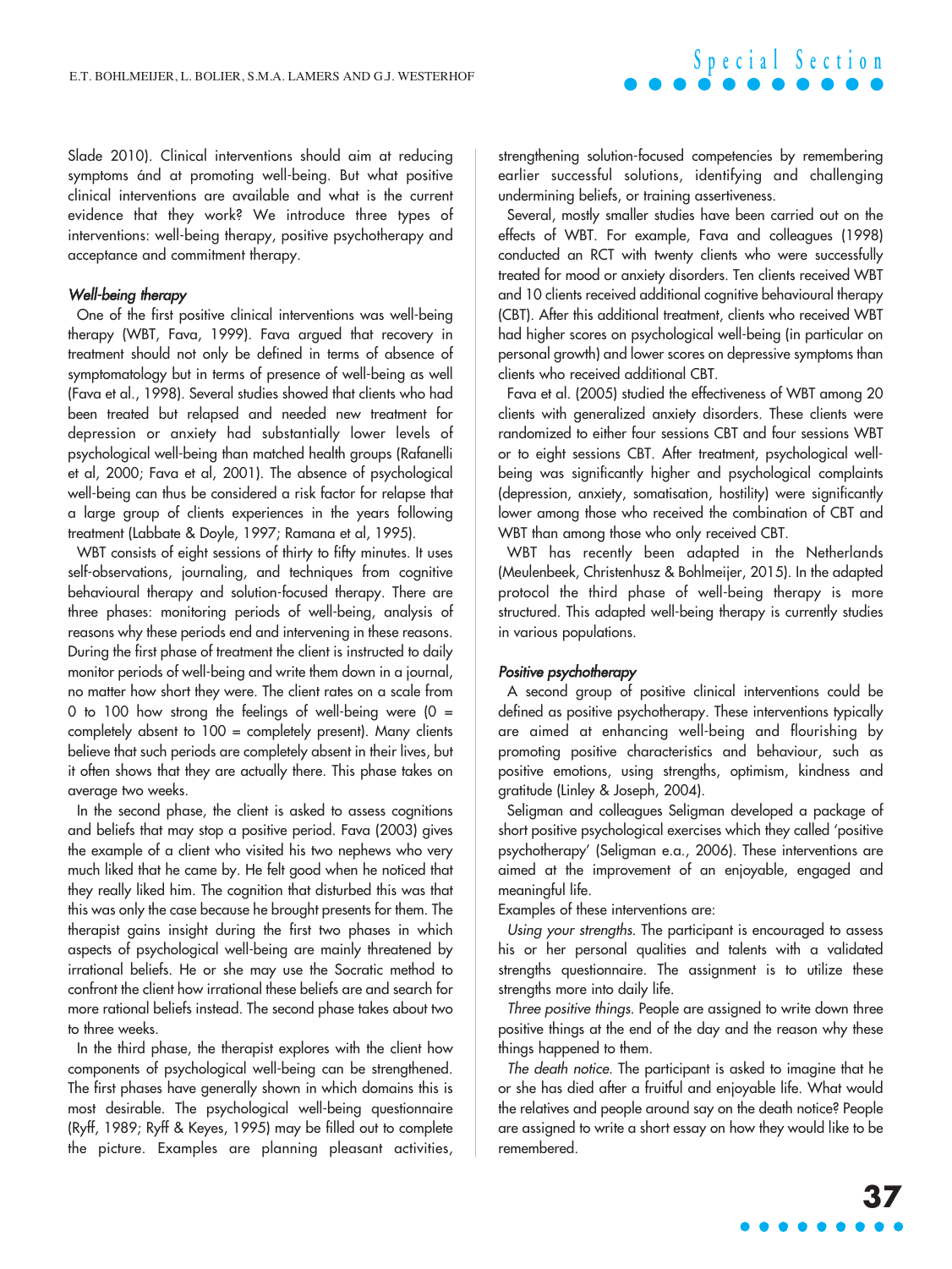Slade 2010). Clinical interventions should aim at reducing symptoms ánd at promoting well-being. But what positive clinical interventions are available and what is the current evidence that they work? We introduce three types of interventions: well-being therapy, positive psychotherapy and acceptance and commitment therapy.

### *Well-being therapy*

One of the first positive clinical interventions was well-being therapy (WBT, Fava, 1999). Fava argued that recovery in treatment should not only be defined in terms of absence of symptomatology but in terms of presence of well-being as well (Fava et al., 1998). Several studies showed that clients who had been treated but relapsed and needed new treatment for depression or anxiety had substantially lower levels of psychological well-being than matched health groups (Rafanelli et al, 2000; Fava et al, 2001). The absence of psychological well-being can thus be considered a risk factor for relapse that a large group of clients experiences in the years following treatment (Labbate & Doyle, 1997; Ramana et al, 1995).

WBT consists of eight sessions of thirty to fifty minutes. It uses self-observations, journaling, and techniques from cognitive behavioural therapy and solution-focused therapy. There are three phases: monitoring periods of well-being, analysis of reasons why these periods end and intervening in these reasons. During the first phase of treatment the client is instructed to daily monitor periods of well-being and write them down in a journal, no matter how short they were. The client rates on a scale from 0 to 100 how strong the feelings of well-being were (0 = completely absent to 100 = completely present). Many clients believe that such periods are completely absent in their lives, but it often shows that they are actually there. This phase takes on average two weeks.

In the second phase, the client is asked to assess cognitions and beliefs that may stop a positive period. Fava (2003) gives the example of a client who visited his two nephews who very much liked that he came by. He felt good when he noticed that they really liked him. The cognition that disturbed this was that this was only the case because he brought presents for them. The therapist gains insight during the first two phases in which aspects of psychological well-being are mainly threatened by irrational beliefs. He or she may use the Socratic method to confront the client how irrational these beliefs are and search for more rational beliefs instead. The second phase takes about two to three weeks.

In the third phase, the therapist explores with the client how components of psychological well-being can be strengthened. The first phases have generally shown in which domains this is most desirable. The psychological well-being questionnaire (Ryff, 1989; Ryff & Keyes, 1995) may be filled out to complete the picture. Examples are planning pleasant activities, strengthening solution-focused competencies by remembering earlier successful solutions, identifying and challenging undermining beliefs, or training assertiveness.

Several, mostly smaller studies have been carried out on the effects of WBT. For example, Fava and colleagues (1998) conducted an RCT with twenty clients who were successfully treated for mood or anxiety disorders. Ten clients received WBT and 10 clients received additional cognitive behavioural therapy (CBT). After this additional treatment, clients who received WBT had higher scores on psychological well-being (in particular on personal growth) and lower scores on depressive symptoms than clients who received additional CBT.

Fava et al. (2005) studied the effectiveness of WBT among 20 clients with generalized anxiety disorders. These clients were randomized to either four sessions CBT and four sessions WBT or to eight sessions CBT. After treatment, psychological well-being was significantly higher and psychological complaints (depression, anxiety, somatisation, hostility) were significantly lower among those who received the combination of CBT and WBT than among those who only received CBT.

WBT has recently been adapted in the Netherlands (Meulenbeek, Christenhusz & Bohlmeijer, 2015). In the adapted protocol the third phase of well-being therapy is more structured. This adapted well-being therapy is currently studies in various populations.

### *Positive psychotherapy*

A second group of positive clinical interventions could be defined as positive psychotherapy. These interventions typically are aimed at enhancing well-being and flourishing by promoting positive characteristics and behaviour, such as positive emotions, using strengths, optimism, kindness and gratitude (Linley & Joseph, 2004).

Seligman and colleagues Seligman developed a package of short positive psychological exercises which they called 'positive psychotherapy' (Seligman e.a., 2006). These interventions are aimed at the improvement of an enjoyable, engaged and meaningful life.

Examples of these interventions are:

*Using your strengths.* The participant is encouraged to assess his or her personal qualities and talents with a validated strengths questionnaire. The assignment is to utilize these strengths more into daily life.

*Three positive things.* People are assigned to write down three positive things at the end of the day and the reason why these things happened to them.

*The death notice.* The participant is asked to imagine that he or she has died after a fruitful and enjoyable life. What would the relatives and people around say on the death notice? People are assigned to write a short essay on how they would like to be remembered.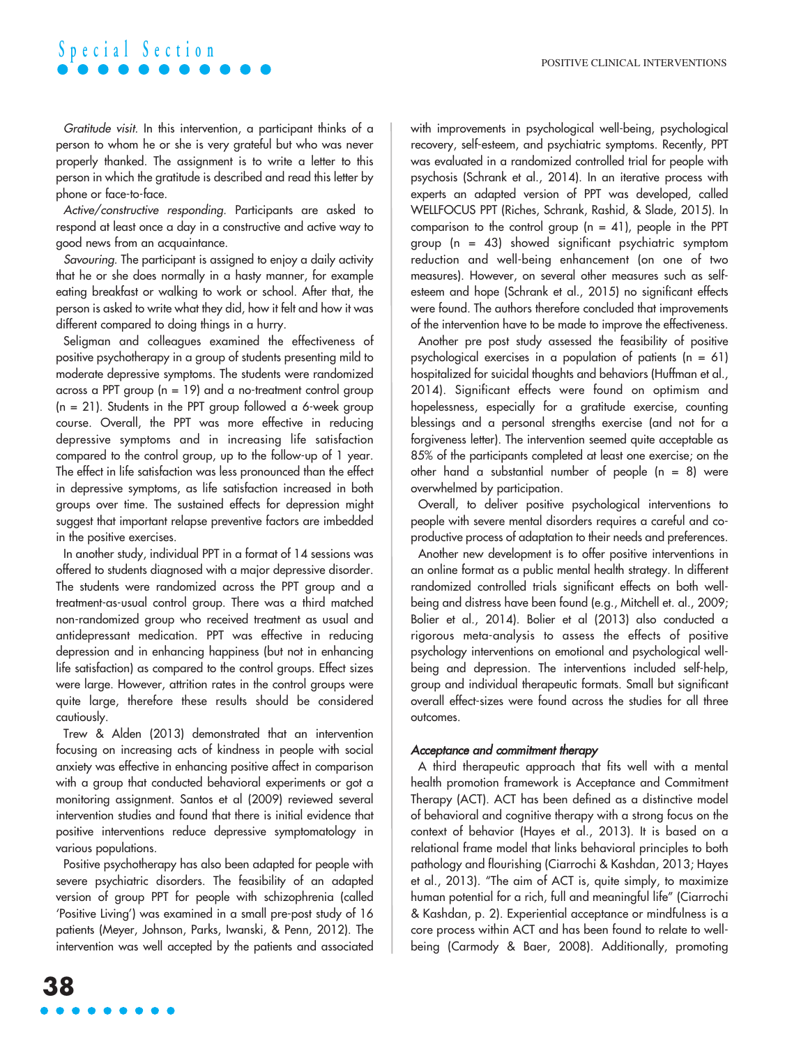*Gratitude visit.* In this intervention, a participant thinks of a person to whom he or she is very grateful but who was never properly thanked. The assignment is to write a letter to this person in which the gratitude is described and read this letter by phone or face-to-face.

*Active/constructive responding.* Participants are asked to respond at least once a day in a constructive and active way to good news from an acquaintance.

*Savouring.* The participant is assigned to enjoy a daily activity that he or she does normally in a hasty manner, for example eating breakfast or walking to work or school. After that, the person is asked to write what they did, how it felt and how it was different compared to doing things in a hurry.

Seligman and colleagues examined the effectiveness of positive psychotherapy in a group of students presenting mild to moderate depressive symptoms. The students were randomized across a PPT group (n = 19) and a no-treatment control group (n = 21). Students in the PPT group followed a 6-week group course. Overall, the PPT was more effective in reducing depressive symptoms and in increasing life satisfaction compared to the control group, up to the follow-up of 1 year. The effect in life satisfaction was less pronounced than the effect in depressive symptoms, as life satisfaction increased in both groups over time. The sustained effects for depression might suggest that important relapse preventive factors are imbedded in the positive exercises.

In another study, individual PPT in a format of 14 sessions was offered to students diagnosed with a major depressive disorder. The students were randomized across the PPT group and a treatment-as-usual control group. There was a third matched non-randomized group who received treatment as usual and antidepressant medication. PPT was effective in reducing depression and in enhancing happiness (but not in enhancing life satisfaction) as compared to the control groups. Effect sizes were large. However, attrition rates in the control groups were quite large, therefore these results should be considered cautiously.

Trew & Alden (2013) demonstrated that an intervention focusing on increasing acts of kindness in people with social anxiety was effective in enhancing positive affect in comparison with a group that conducted behavioral experiments or got a monitoring assignment. Santos et al (2009) reviewed several intervention studies and found that there is initial evidence that positive interventions reduce depressive symptomatology in various populations.

Positive psychotherapy has also been adapted for people with severe psychiatric disorders. The feasibility of an adapted version of group PPT for people with schizophrenia (called 'Positive Living') was examined in a small pre-post study of 16 patients (Meyer, Johnson, Parks, Iwanski, & Penn, 2012). The intervention was well accepted by the patients and associated with improvements in psychological well-being, psychological recovery, self-esteem, and psychiatric symptoms. Recently, PPT was evaluated in a randomized controlled trial for people with psychosis (Schrank et al., 2014). In an iterative process with experts an adapted version of PPT was developed, called WELLFOCUS PPT (Riches, Schrank, Rashid, & Slade, 2015). In comparison to the control group (n = 41), people in the PPT group (n = 43) showed significant psychiatric symptom reduction and well-being enhancement (on one of two measures). However, on several other measures such as self-esteem and hope (Schrank et al., 2015) no significant effects were found. The authors therefore concluded that improvements of the intervention have to be made to improve the effectiveness.

Another pre post study assessed the feasibility of positive psychological exercises in a population of patients (n = 61) hospitalized for suicidal thoughts and behaviors (Huffman et al., 2014). Significant effects were found on optimism and hopelessness, especially for a gratitude exercise, counting blessings and a personal strengths exercise (and not for a forgiveness letter). The intervention seemed quite acceptable as 85% of the participants completed at least one exercise; on the other hand a substantial number of people (n = 8) were overwhelmed by participation.

Overall, to deliver positive psychological interventions to people with severe mental disorders requires a careful and co-productive process of adaptation to their needs and preferences.

Another new development is to offer positive interventions in an online format as a public mental health strategy. In different randomized controlled trials significant effects on both well-being and distress have been found (e.g., Mitchell et. al., 2009; Bolier et al., 2014). Bolier et al (2013) also conducted a rigorous meta-analysis to assess the effects of positive psychology interventions on emotional and psychological well-being and depression. The interventions included self-help, group and individual therapeutic formats. Small but significant overall effect-sizes were found across the studies for all three outcomes.

### *Acceptance and commitment therapy*

A third therapeutic approach that fits well with a mental health promotion framework is Acceptance and Commitment Therapy (ACT). ACT has been defined as a distinctive model of behavioral and cognitive therapy with a strong focus on the context of behavior (Hayes et al., 2013). It is based on a relational frame model that links behavioral principles to both pathology and flourishing (Ciarrochi & Kashdan, 2013; Hayes et al., 2013). "The aim of ACT is, quite simply, to maximize human potential for a rich, full and meaningful life" (Ciarrochi & Kashdan, p. 2). Experiential acceptance or mindfulness is a core process within ACT and has been found to relate to well-being (Carmody & Baer, 2008). Additionally, promoting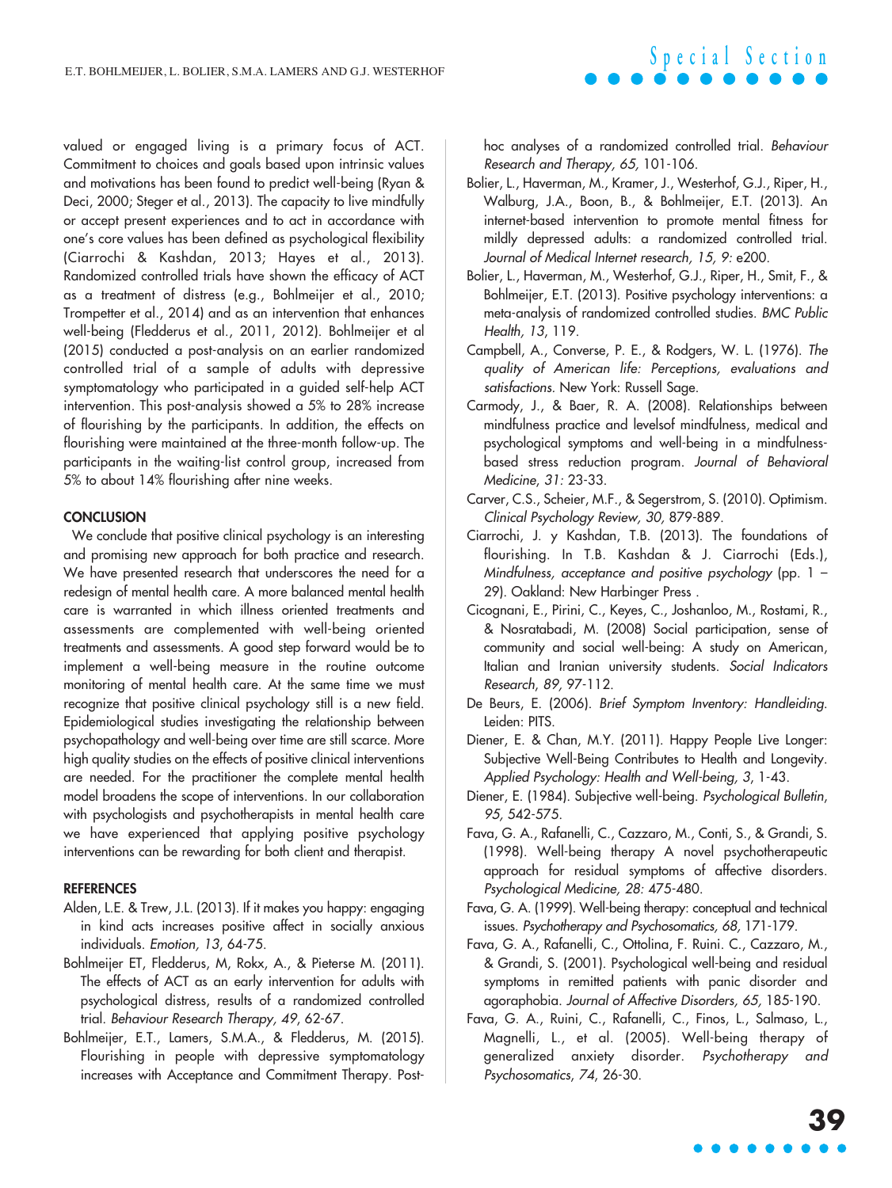valued or engaged living is a primary focus of ACT. Commitment to choices and goals based upon intrinsic values and motivations has been found to predict well-being (Ryan & Deci, 2000; Steger et al., 2013). The capacity to live mindfully or accept present experiences and to act in accordance with one's core values has been defined as psychological flexibility (Ciarrochi & Kashdan, 2013; Hayes et al., 2013). Randomized controlled trials have shown the efficacy of ACT as a treatment of distress (e.g., Bohlmeijer et al., 2010; Trompetter et al., 2014) and as an intervention that enhances well-being (Fledderus et al., 2011, 2012). Bohlmeijer et al (2015) conducted a post-analysis on an earlier randomized controlled trial of a sample of adults with depressive symptomatology who participated in a guided self-help ACT intervention. This post-analysis showed a 5% to 28% increase of flourishing by the participants. In addition, the effects on flourishing were maintained at the three-month follow-up. The participants in the waiting-list control group, increased from 5% to about 14% flourishing after nine weeks.

## CONCLUSION

We conclude that positive clinical psychology is an interesting and promising new approach for both practice and research. We have presented research that underscores the need for a redesign of mental health care. A more balanced mental health care is warranted in which illness oriented treatments and assessments are complemented with well-being oriented treatments and assessments. A good step forward would be to implement a well-being measure in the routine outcome monitoring of mental health care. At the same time we must recognize that positive clinical psychology still is a new field. Epidemiological studies investigating the relationship between psychopathology and well-being over time are still scarce. More high quality studies on the effects of positive clinical interventions are needed. For the practitioner the complete mental health model broadens the scope of interventions. In our collaboration with psychologists and psychotherapists in mental health care we have experienced that applying positive psychology interventions can be rewarding for both client and therapist.

## REFERENCES

Alden, L.E. & Trew, J.L. (2013). If it makes you happy: engaging in kind acts increases positive affect in socially anxious individuals. *Emotion, 13*, 64-75.

Bohlmeijer ET, Fledderus, M, Rokx, A., & Pieterse M. (2011). The effects of ACT as an early intervention for adults with psychological distress, results of a randomized controlled trial. *Behaviour Research Therapy, 49*, 62-67.

Bohlmeijer, E.T., Lamers, S.M.A., & Fledderus, M. (2015). Flourishing in people with depressive symptomatology increases with Acceptance and Commitment Therapy. Post-hoc analyses of a randomized controlled trial. *Behaviour Research and Therapy, 65*, 101-106.

Bolier, L., Haverman, M., Kramer, J., Westerhof, G.J., Riper, H., Walburg, J.A., Boon, B., & Bohlmeijer, E.T. (2013). An internet-based intervention to promote mental fitness for mildly depressed adults: a randomized controlled trial. *Journal of Medical Internet research, 15, 9:* e200.

Bolier, L., Haverman, M., Westerhof, G.J., Riper, H., Smit, F., & Bohlmeijer, E.T. (2013). Positive psychology interventions: a meta-analysis of randomized controlled studies. *BMC Public Health, 13*, 119.

Campbell, A., Converse, P. E., & Rodgers, W. L. (1976). *The quality of American life: Perceptions, evaluations and satisfactions.* New York: Russel Sage.

Carmody, J., & Baer, R. A. (2008). Relationships between mindfulness practice and levelsof mindfulness, medical and psychological symptoms and well-being in a mindfulness-based stress reduction program. *Journal of Behavioral Medicine, 31:* 23-33.

Carver, C.S., Scheier, M.F., & Segerstrom, S. (2010). Optimism. *Clinical Psychology Review, 30*, 879-889.

Ciarrochi, J. y Kashdan, T.B. (2013). The foundations of flourishing. In T.B. Kashdan & J. Ciarrochi (Eds.), *Mindfulness, acceptance and positive psychology* (pp. 1 – 29). Oakland: New Harbinger Press .

Cicognani, E., Pirini, C., Keyes, C., Joshanloo, M., Rostami, R., & Nosratabadi, M. (2008) Social participation, sense of community and social well-being: A study on American, Italian and Iranian university students. *Social Indicators Research*, *89*, 97-112.

De Beurs, E. (2006). *Brief Symptom Inventory: Handleiding.* Leiden: PITS.

Diener, E. & Chan, M.Y. (2011). Happy People Live Longer: Subjective Well-Being Contributes to Health and Longevity. *Applied Psychology: Health and Well-being, 3*, 1-43.

Diener, E. (1984). Subjective well-being. *Psychological Bulletin, 95,* 542-575.

Fava, G. A., Rafanelli, C., Cazzaro, M., Conti, S., & Grandi, S. (1998). Well-being therapy A novel psychotherapeutic approach for residual symptoms of affective disorders. *Psychological Medicine, 28:* 475-480.

Fava, G. A. (1999). Well-being therapy: conceptual and technical issues. *Psychotherapy and Psychosomatics, 68*, 171-179.

Fava, G. A., Rafanelli, C., Ottolina, F. Ruini. C., Cazzaro, M., & Grandi, S. (2001). Psychological well-being and residual symptoms in remitted patients with panic disorder and agoraphobia. *Journal of Affective Disorders, 65,* 185-190.

Fava, G. A., Ruini, C., Rafanelli, C., Finos, L., Salmaso, L., Magnelli, L., et al. (2005). Well-being therapy of generalized anxiety disorder. *Psychotherapy and Psychosomatics*, *74*, 26-30.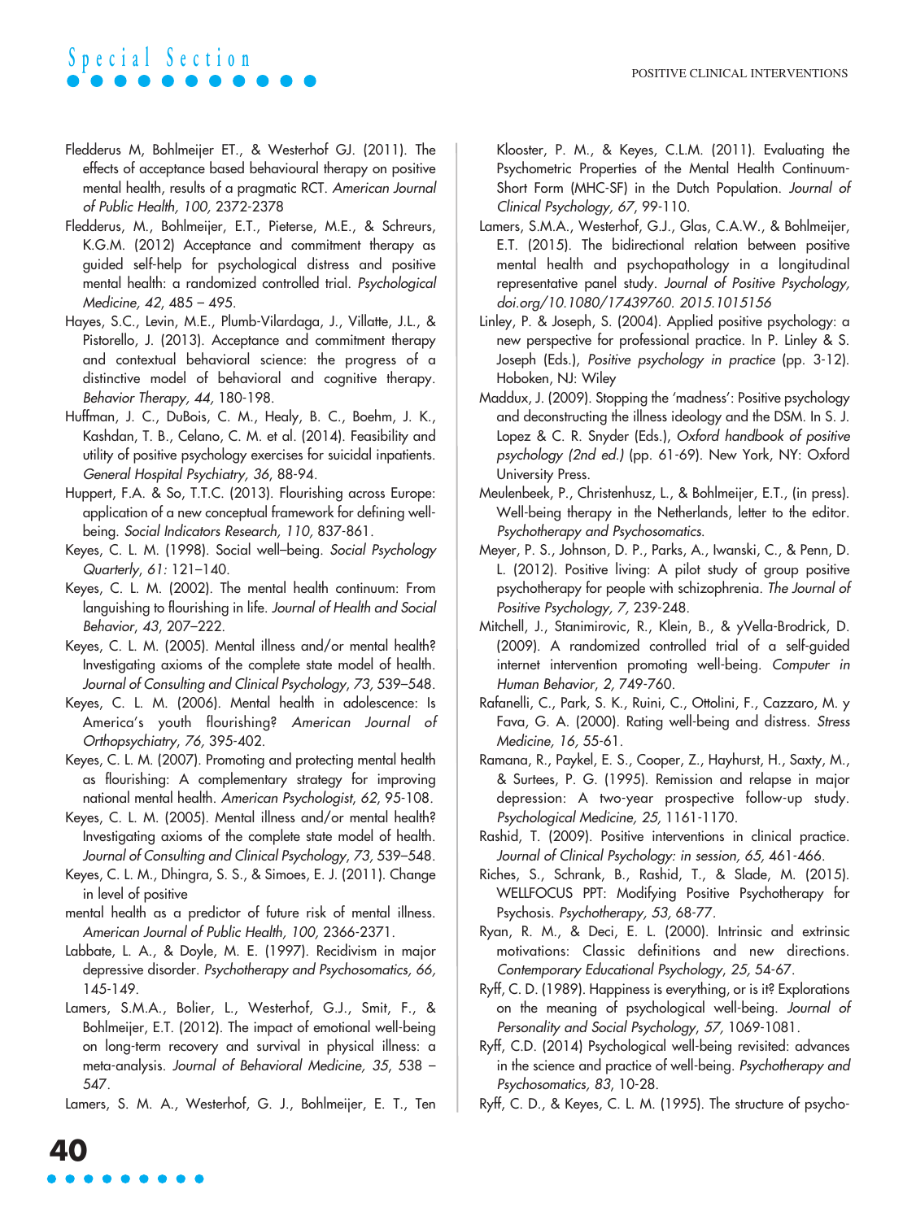Fledderus M, Bohlmeijer ET., & Westerhof GJ. (2011). The effects of acceptance based behavioural therapy on positive mental health, results of a pragmatic RCT. *American Journal of Public Health, 100,* 2372-2378

Fledderus, M., Bohlmeijer, E.T., Pieterse, M.E., & Schreurs, K.G.M. (2012) Acceptance and commitment therapy as guided self-help for psychological distress and positive mental health: a randomized controlled trial. *Psychological Medicine, 42*, 485 – 495.

Hayes, S.C., Levin, M.E., Plumb-Vilardaga, J., Villatte, J.L., & Pistorello, J. (2013). Acceptance and commitment therapy and contextual behavioral science: the progress of a distinctive model of behavioral and cognitive therapy. *Behavior Therapy, 44,* 180-198.

Huffman, J. C., DuBois, C. M., Healy, B. C., Boehm, J. K., Kashdan, T. B., Celano, C. M. et al. (2014). Feasibility and utility of positive psychology exercises for suicidal inpatients. *General Hospital Psychiatry, 36,* 88-94.

Huppert, F.A. & So, T.T.C. (2013). Flourishing across Europe: application of a new conceptual framework for defining well-being. *Social Indicators Research, 110,* 837-861.

Keyes, C. L. M. (1998). Social well–being. *Social Psychology Quarterly*, *61:* 121–140.

Keyes, C. L. M. (2002). The mental health continuum: From languishing to flourishing in life. *Journal of Health and Social Behavior*, *43*, 207–222.

Keyes, C. L. M. (2005). Mental illness and/or mental health? Investigating axioms of the complete state model of health. *Journal of Consulting and Clinical Psychology*, *73*, 539–548.

Keyes, C. L. M. (2006). Mental health in adolescence: Is America's youth flourishing? *American Journal of Orthopsychiatry*, *76,* 395-402.

Keyes, C. L. M. (2007). Promoting and protecting mental health as flourishing: A complementary strategy for improving national mental health. *American Psychologist, 62,* 95-108.

Keyes, C. L. M. (2005). Mental illness and/or mental health? Investigating axioms of the complete state model of health. *Journal of Consulting and Clinical Psychology*, *73*, 539–548.

Keyes, C. L. M., Dhingra, S. S., & Simoes, E. J. (2011). Change in level of positive mental health as a predictor of future risk of mental illness. *American Journal of Public Health, 100,* 2366-2371.

Labbate, L. A., & Doyle, M. E. (1997). Recidivism in major depressive disorder. *Psychotherapy and Psychosomatics, 66,* 145-149.

Lamers, S.M.A., Bolier, L., Westerhof, G.J., Smit, F., & Bohlmeijer, E.T. (2012). The impact of emotional well-being on long-term recovery and survival in physical illness: a meta-analysis. *Journal of Behavioral Medicine, 35*, 538 – 547.

Lamers, S. M. A., Westerhof, G. J., Bohlmeijer, E. T., Ten Klooster, P. M., & Keyes, C.L.M. (2011). Evaluating the Psychometric Properties of the Mental Health Continuum-Short Form (MHC-SF) in the Dutch Health Population. *Journal of Clinical Psychology, 67*, 99-110.

Lamers, S.M.A., Westerhof, G.J., Glas, C.A.W., & Bohlmeijer, E.T. (2015). The bidirectional relation between positive mental health and psychopathology in a longitudinal representative panel study. *Journal of Positive Psychology, doi.org/10.1080/17439760. 2015.1015156*

Linley, P. & Joseph, S. (2004). Applied positive psychology: a new perspective for professional practice. In P. Linley & S. Joseph (Eds.), *Positive psychology in practice* (pp. 3-12). Hoboken, NJ: Wiley

Maddux, J. (2009). Stopping the 'madness': Positive psychology and deconstructing the illness ideology and the DSM. In S. J. Lopez & C. R. Snyder (Eds.), *Oxford handbook of positive psychology (2nd ed.)* (pp. 61-69). New York, NY: Oxford University Press.

Meulenbeek, P., Christenhusz, L., & Bohlmeijer, E.T., (in press). Well-being therapy in the Netherlands, letter to the editor. *Psychotherapy and Psychosomatics.*

Meyer, P. S., Johnson, D. P., Parks, A., Iwanski, C., & Penn, D. L. (2012). Positive living: A pilot study of group positive psychotherapy for people with schizophrenia. *The Journal of Positive Psychology, 7,* 239-248.

Mitchell, J., Stanimirovic, R., Klein, B., & yVella-Brodrick, D. (2009). A randomized controlled trial of a self-guided internet intervention promoting well-being. *Computer in Human Behavior, 2,* 749-760.

Rafanelli, C., Park, S. K., Ruini, C., Ottolini, F., Cazzaro, M. y Fava, G. A. (2000). Rating well-being and distress. *Stress Medicine, 16,* 55-61.

Ramana, R., Paykel, E. S., Cooper, Z., Hayhurst, H., Saxty, M., & Surtees, P. G. (1995). Remission and relapse in major depression: A two-year prospective follow-up study. *Psychological Medicine, 25,* 1161-1170.

Rashid, T. (2009). Positive interventions in clinical practice. *Journal of Clinical Psychology: in session, 65,* 461-466.

Riches, S., Schrank, B., Rashid, T., & Slade, M. (2015). WELLFOCUS PPT: Modifying Positive Psychotherapy for Psychosis. *Psychotherapy, 53,* 68-77.

Ryan, R. M., & Deci, E. L. (2000). Intrinsic and extrinsic motivations: Classic definitions and new directions. *Contemporary Educational Psychology*, *25,* 54-67.

Ryff, C. D. (1989). Happiness is everything, or is it? Explorations on the meaning of psychological well-being. *Journal of Personality and Social Psychology, 57,* 1069-1081.

Ryff, C.D. (2014) Psychological well-being revisited: advances in the science and practice of well-being. *Psychotherapy and Psychosomatics, 83,* 10-28.

Ryff, C. D., & Keyes, C. L. M. (1995). The structure of psycho-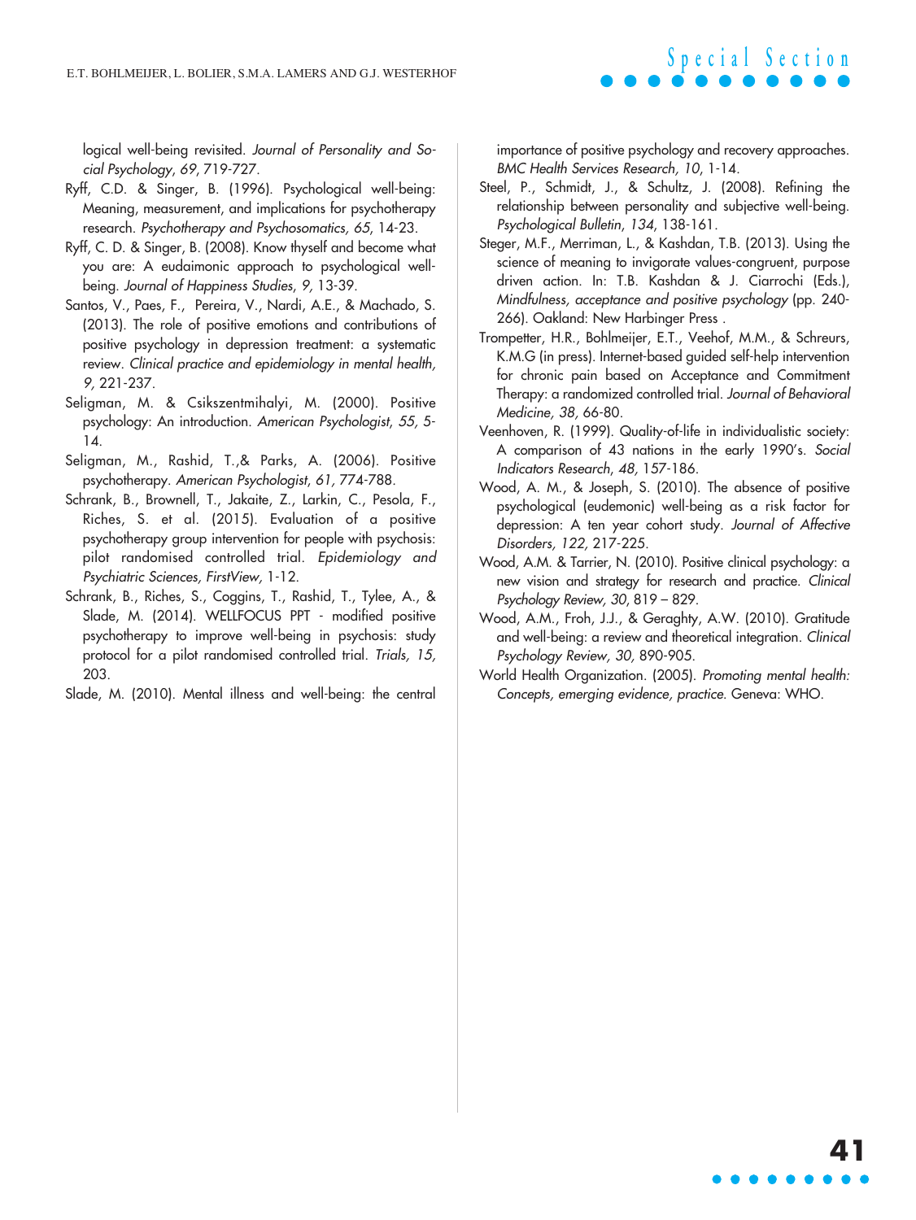logical well-being revisited. *Journal of Personality and Social Psychology*, *69*, 719-727.

Ryff, C.D. & Singer, B. (1996). Psychological well-being: Meaning, measurement, and implications for psychotherapy research. *Psychotherapy and Psychosomatics, 65*, 14-23.

Ryff, C. D. & Singer, B. (2008). Know thyself and become what you are: A eudaimonic approach to psychological well-being. *Journal of Happiness Studies*, *9,* 13-39.

Santos, V., Paes, F., Pereira, V., Nardi, A.E., & Machado, S. (2013). The role of positive emotions and contributions of positive psychology in depression treatment: a systematic review. *Clinical practice and epidemiology in mental health, 9,* 221-237.

Seligman, M. & Csikszentmihalyi, M. (2000). Positive psychology: An introduction. *American Psychologist*, *55*, 5-14.

Seligman, M., Rashid, T.,& Parks, A. (2006). Positive psychotherapy. *American Psychologist*, *61,* 774-788.

Schrank, B., Brownell, T., Jakaite, Z., Larkin, C., Pesola, F., Riches, S. et al. (2015). Evaluation of a positive psychotherapy group intervention for people with psychosis: pilot randomised controlled trial. *Epidemiology and Psychiatric Sciences, FirstView,* 1-12.

Schrank, B., Riches, S., Coggins, T., Rashid, T., Tylee, A., & Slade, M. (2014). WELLFOCUS PPT - modified positive psychotherapy to improve well-being in psychosis: study protocol for a pilot randomised controlled trial. *Trials, 15,* 203.

Slade, M. (2010). Mental illness and well-being: the central importance of positive psychology and recovery approaches. *BMC Health Services Research, 10*, 1-14.

Steel, P., Schmidt, J., & Schultz, J. (2008). Refining the relationship between personality and subjective well-being. *Psychological Bulletin*, *134*, 138-161.

Steger, M.F., Merriman, L., & Kashdan, T.B. (2013). Using the science of meaning to invigorate values-congruent, purpose driven action. In: T.B. Kashdan & J. Ciarrochi (Eds.), *Mindfulness, acceptance and positive psychology* (pp. 240-266). Oakland: New Harbinger Press .

Trompetter, H.R., Bohlmeijer, E.T., Veehof, M.M., & Schreurs, K.M.G (in press). Internet-based guided self-help intervention for chronic pain based on Acceptance and Commitment Therapy: a randomized controlled trial. *Journal of Behavioral Medicine, 38,* 66-80.

Veenhoven, R. (1999). Quality-of-life in individualistic society: A comparison of 43 nations in the early 1990's. *Social Indicators Research*, *48*, 157-186.

Wood, A. M., & Joseph, S. (2010). The absence of positive psychological (eudemonic) well-being as a risk factor for depression: A ten year cohort study. *Journal of Affective Disorders, 122,* 217-225.

Wood, A.M. & Tarrier, N. (2010). Positive clinical psychology: a new vision and strategy for research and practice. *Clinical Psychology Review, 30*, 819 – 829.

Wood, A.M., Froh, J.J., & Geraghty, A.W. (2010). Gratitude and well-being: a review and theoretical integration. *Clinical Psychology Review, 30,* 890-905.

World Health Organization. (2005). *Promoting mental health: Concepts, emerging evidence, practice*. Geneva: WHO.